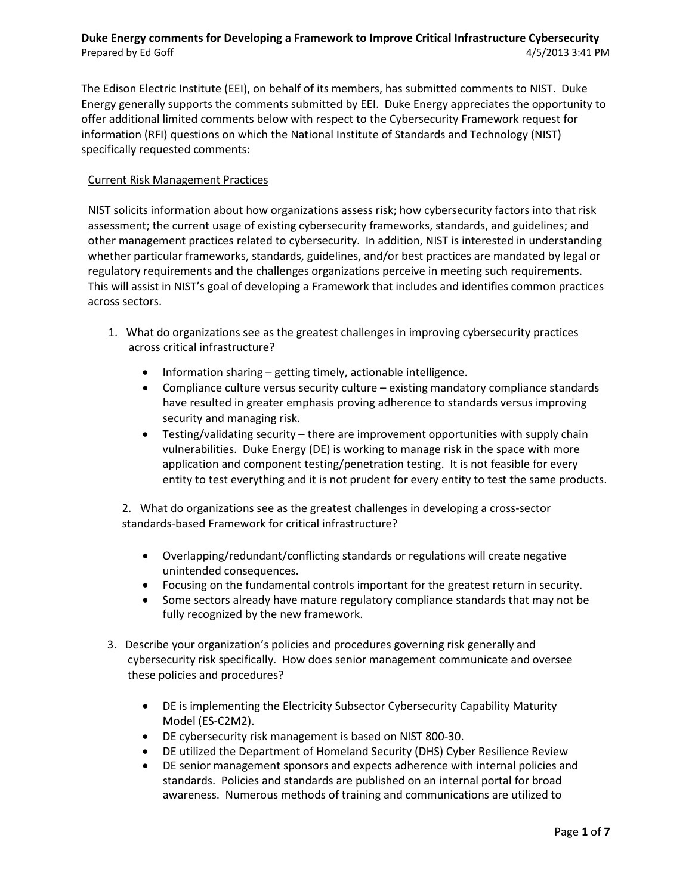**Duke Energy comments for Developing a Framework to Improve Critical Infrastructure Cybersecurity**
Prepared by Ed Goff 4/5/2013 3:41 PM

The Edison Electric Institute (EEI), on behalf of its members, has submitted comments to NIST. Duke Energy generally supports the comments submitted by EEI. Duke Energy appreciates the opportunity to offer additional limited comments below with respect to the Cybersecurity Framework request for information (RFI) questions on which the National Institute of Standards and Technology (NIST) specifically requested comments:

## Current Risk Management Practices

NIST solicits information about how organizations assess risk; how cybersecurity factors into that risk assessment; the current usage of existing cybersecurity frameworks, standards, and guidelines; and other management practices related to cybersecurity. In addition, NIST is interested in understanding whether particular frameworks, standards, guidelines, and/or best practices are mandated by legal or regulatory requirements and the challenges organizations perceive in meeting such requirements. This will assist in NIST's goal of developing a Framework that includes and identifies common practices across sectors.

1. What do organizations see as the greatest challenges in improving cybersecurity practices across critical infrastructure?
   - Information sharing – getting timely, actionable intelligence.
   - Compliance culture versus security culture – existing mandatory compliance standards have resulted in greater emphasis proving adherence to standards versus improving security and managing risk.
   - Testing/validating security – there are improvement opportunities with supply chain vulnerabilities. Duke Energy (DE) is working to manage risk in the space with more application and component testing/penetration testing. It is not feasible for every entity to test everything and it is not prudent for every entity to test the same products.

2. What do organizations see as the greatest challenges in developing a cross-sector standards-based Framework for critical infrastructure?
   - Overlapping/redundant/conflicting standards or regulations will create negative unintended consequences.
   - Focusing on the fundamental controls important for the greatest return in security.
   - Some sectors already have mature regulatory compliance standards that may not be fully recognized by the new framework.

3. Describe your organization's policies and procedures governing risk generally and cybersecurity risk specifically. How does senior management communicate and oversee these policies and procedures?
   - DE is implementing the Electricity Subsector Cybersecurity Capability Maturity Model (ES-C2M2).
   - DE cybersecurity risk management is based on NIST 800-30.
   - DE utilized the Department of Homeland Security (DHS) Cyber Resilience Review
   - DE senior management sponsors and expects adherence with internal policies and standards. Policies and standards are published on an internal portal for broad awareness. Numerous methods of training and communications are utilized to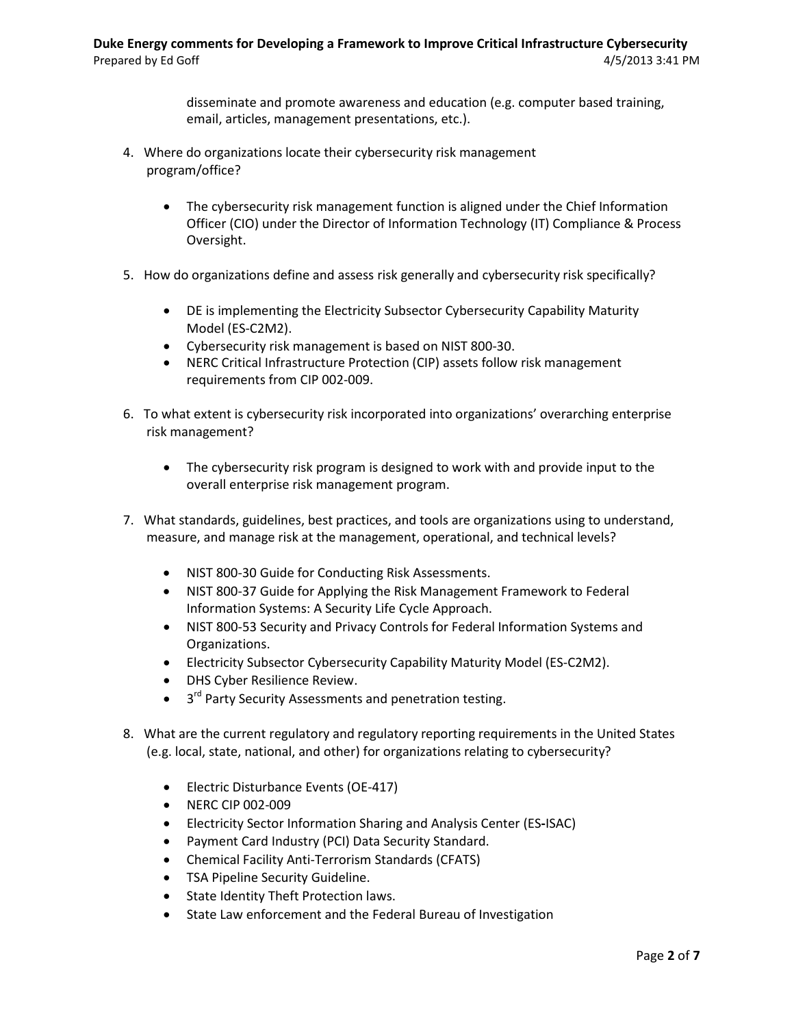disseminate and promote awareness and education (e.g. computer based training, email, articles, management presentations, etc.).

4. Where do organizations locate their cybersecurity risk management program/office?

    - The cybersecurity risk management function is aligned under the Chief Information Officer (CIO) under the Director of Information Technology (IT) Compliance & Process Oversight.

5. How do organizations define and assess risk generally and cybersecurity risk specifically?

    - DE is implementing the Electricity Subsector Cybersecurity Capability Maturity Model (ES-C2M2).
    - Cybersecurity risk management is based on NIST 800-30.
    - NERC Critical Infrastructure Protection (CIP) assets follow risk management requirements from CIP 002-009.

6. To what extent is cybersecurity risk incorporated into organizations' overarching enterprise risk management?

    - The cybersecurity risk program is designed to work with and provide input to the overall enterprise risk management program.

7. What standards, guidelines, best practices, and tools are organizations using to understand, measure, and manage risk at the management, operational, and technical levels?

    - NIST 800-30 Guide for Conducting Risk Assessments.
    - NIST 800-37 Guide for Applying the Risk Management Framework to Federal Information Systems: A Security Life Cycle Approach.
    - NIST 800-53 Security and Privacy Controls for Federal Information Systems and Organizations.
    - Electricity Subsector Cybersecurity Capability Maturity Model (ES-C2M2).
    - DHS Cyber Resilience Review.
    - 3rd Party Security Assessments and penetration testing.

8. What are the current regulatory and regulatory reporting requirements in the United States (e.g. local, state, national, and other) for organizations relating to cybersecurity?

    - Electric Disturbance Events (OE-417)
    - NERC CIP 002-009
    - Electricity Sector Information Sharing and Analysis Center (ES-ISAC)
    - Payment Card Industry (PCI) Data Security Standard.
    - Chemical Facility Anti-Terrorism Standards (CFATS)
    - TSA Pipeline Security Guideline.
    - State Identity Theft Protection laws.
    - State Law enforcement and the Federal Bureau of Investigation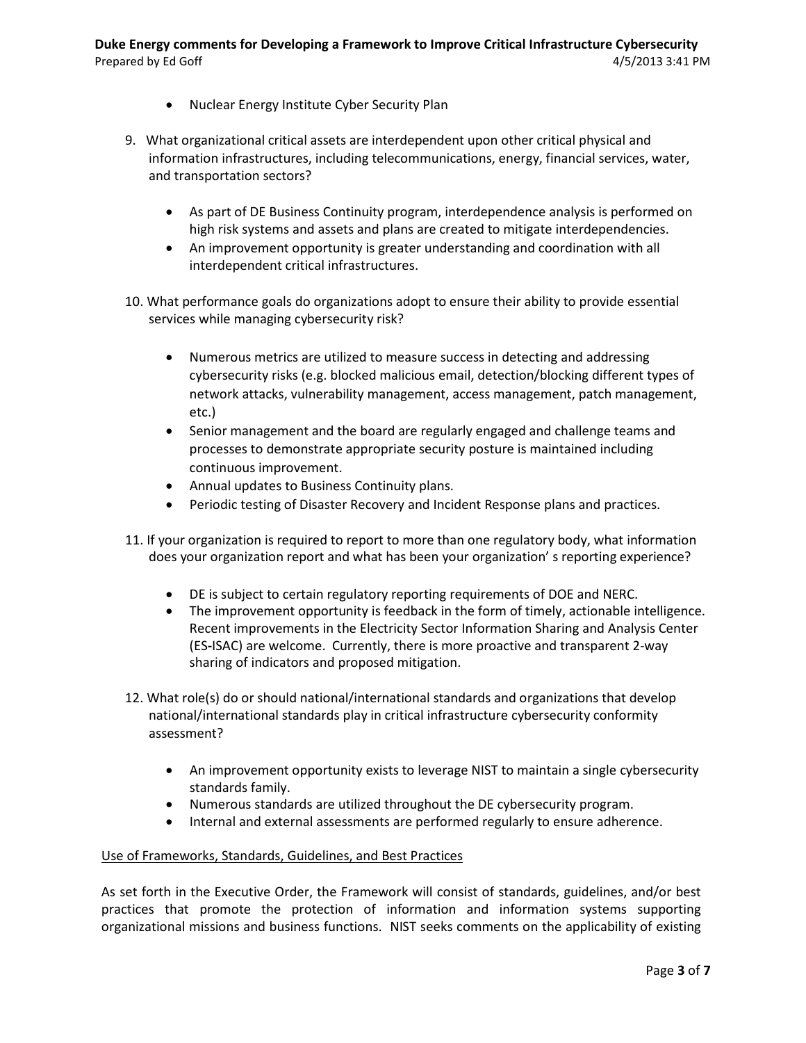- Nuclear Energy Institute Cyber Security Plan

9. What organizational critical assets are interdependent upon other critical physical and information infrastructures, including telecommunications, energy, financial services, water, and transportation sectors?

    - As part of DE Business Continuity program, interdependence analysis is performed on high risk systems and assets and plans are created to mitigate interdependencies.
    - An improvement opportunity is greater understanding and coordination with all interdependent critical infrastructures.

10. What performance goals do organizations adopt to ensure their ability to provide essential services while managing cybersecurity risk?

    - Numerous metrics are utilized to measure success in detecting and addressing cybersecurity risks (e.g. blocked malicious email, detection/blocking different types of network attacks, vulnerability management, access management, patch management, etc.)
    - Senior management and the board are regularly engaged and challenge teams and processes to demonstrate appropriate security posture is maintained including continuous improvement.
    - Annual updates to Business Continuity plans.
    - Periodic testing of Disaster Recovery and Incident Response plans and practices.

11. If your organization is required to report to more than one regulatory body, what information does your organization report and what has been your organization' s reporting experience?

    - DE is subject to certain regulatory reporting requirements of DOE and NERC.
    - The improvement opportunity is feedback in the form of timely, actionable intelligence. Recent improvements in the Electricity Sector Information Sharing and Analysis Center (ES-ISAC) are welcome. Currently, there is more proactive and transparent 2-way sharing of indicators and proposed mitigation.

12. What role(s) do or should national/international standards and organizations that develop national/international standards play in critical infrastructure cybersecurity conformity assessment?

    - An improvement opportunity exists to leverage NIST to maintain a single cybersecurity standards family.
    - Numerous standards are utilized throughout the DE cybersecurity program.
    - Internal and external assessments are performed regularly to ensure adherence.

## Use of Frameworks, Standards, Guidelines, and Best Practices

As set forth in the Executive Order, the Framework will consist of standards, guidelines, and/or best practices that promote the protection of information and information systems supporting organizational missions and business functions. NIST seeks comments on the applicability of existing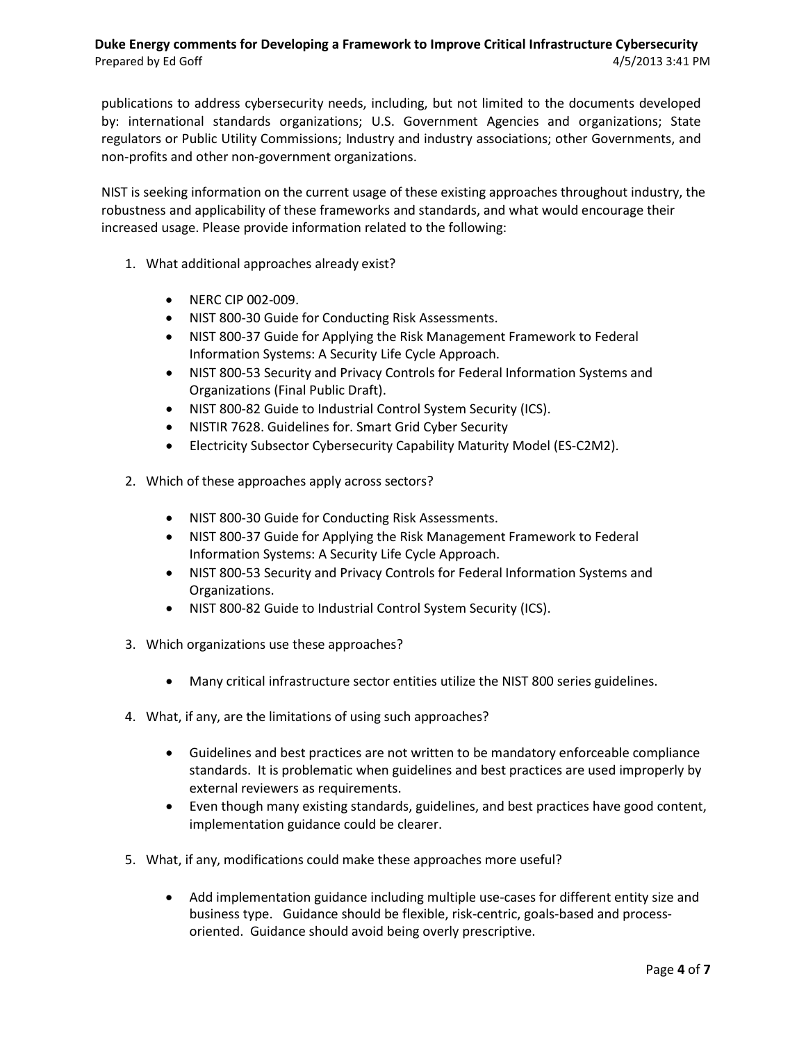publications to address cybersecurity needs, including, but not limited to the documents developed by: international standards organizations; U.S. Government Agencies and organizations; State regulators or Public Utility Commissions; Industry and industry associations; other Governments, and non-profits and other non-government organizations.

NIST is seeking information on the current usage of these existing approaches throughout industry, the robustness and applicability of these frameworks and standards, and what would encourage their increased usage. Please provide information related to the following:

1. What additional approaches already exist?

    - NERC CIP 002-009.
    - NIST 800-30 Guide for Conducting Risk Assessments.
    - NIST 800-37 Guide for Applying the Risk Management Framework to Federal Information Systems: A Security Life Cycle Approach.
    - NIST 800-53 Security and Privacy Controls for Federal Information Systems and Organizations (Final Public Draft).
    - NIST 800-82 Guide to Industrial Control System Security (ICS).
    - NISTIR 7628. Guidelines for. Smart Grid Cyber Security
    - Electricity Subsector Cybersecurity Capability Maturity Model (ES-C2M2).

2. Which of these approaches apply across sectors?

    - NIST 800-30 Guide for Conducting Risk Assessments.
    - NIST 800-37 Guide for Applying the Risk Management Framework to Federal Information Systems: A Security Life Cycle Approach.
    - NIST 800-53 Security and Privacy Controls for Federal Information Systems and Organizations.
    - NIST 800-82 Guide to Industrial Control System Security (ICS).

3. Which organizations use these approaches?

    - Many critical infrastructure sector entities utilize the NIST 800 series guidelines.

4. What, if any, are the limitations of using such approaches?

    - Guidelines and best practices are not written to be mandatory enforceable compliance standards. It is problematic when guidelines and best practices are used improperly by external reviewers as requirements.
    - Even though many existing standards, guidelines, and best practices have good content, implementation guidance could be clearer.

5. What, if any, modifications could make these approaches more useful?

    - Add implementation guidance including multiple use-cases for different entity size and business type. Guidance should be flexible, risk-centric, goals-based and process-oriented. Guidance should avoid being overly prescriptive.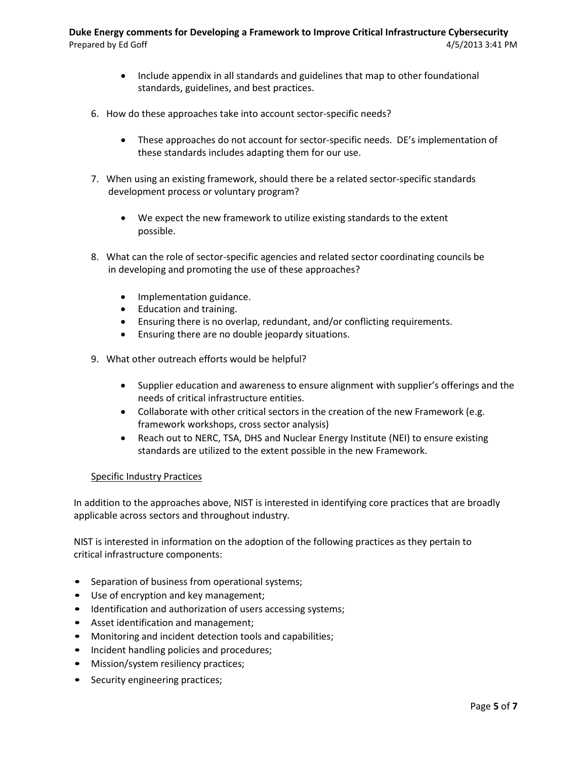- Include appendix in all standards and guidelines that map to other foundational standards, guidelines, and best practices.

6. How do these approaches take into account sector-specific needs?

    - These approaches do not account for sector-specific needs. DE's implementation of these standards includes adapting them for our use.

7. When using an existing framework, should there be a related sector-specific standards development process or voluntary program?

    - We expect the new framework to utilize existing standards to the extent possible.

8. What can the role of sector-specific agencies and related sector coordinating councils be in developing and promoting the use of these approaches?

    - Implementation guidance.
    - Education and training.
    - Ensuring there is no overlap, redundant, and/or conflicting requirements.
    - Ensuring there are no double jeopardy situations.

9. What other outreach efforts would be helpful?

    - Supplier education and awareness to ensure alignment with supplier's offerings and the needs of critical infrastructure entities.
    - Collaborate with other critical sectors in the creation of the new Framework (e.g. framework workshops, cross sector analysis)
    - Reach out to NERC, TSA, DHS and Nuclear Energy Institute (NEI) to ensure existing standards are utilized to the extent possible in the new Framework.

Specific Industry Practices

In addition to the approaches above, NIST is interested in identifying core practices that are broadly applicable across sectors and throughout industry.

NIST is interested in information on the adoption of the following practices as they pertain to critical infrastructure components:

- Separation of business from operational systems;
- Use of encryption and key management;
- Identification and authorization of users accessing systems;
- Asset identification and management;
- Monitoring and incident detection tools and capabilities;
- Incident handling policies and procedures;
- Mission/system resiliency practices;
- Security engineering practices;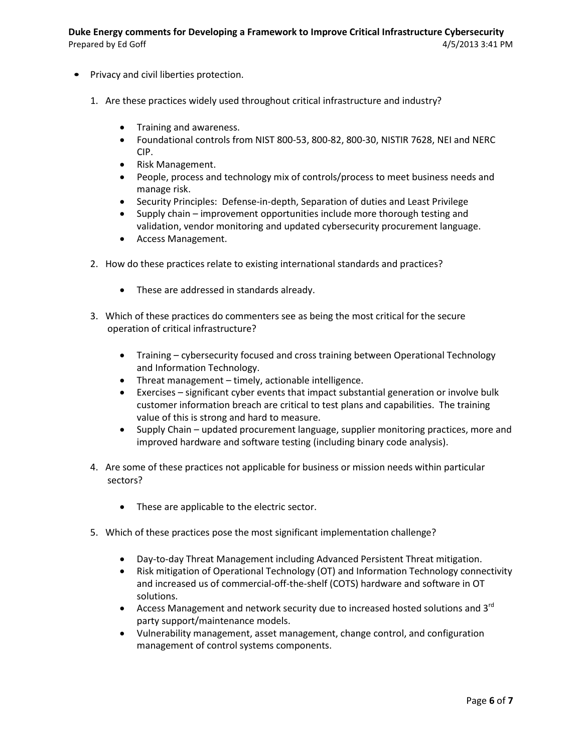- Privacy and civil liberties protection.

1. Are these practices widely used throughout critical infrastructure and industry?

    - Training and awareness.
    - Foundational controls from NIST 800-53, 800-82, 800-30, NISTIR 7628, NEI and NERC CIP.
    - Risk Management.
    - People, process and technology mix of controls/process to meet business needs and manage risk.
    - Security Principles: Defense-in-depth, Separation of duties and Least Privilege
    - Supply chain – improvement opportunities include more thorough testing and validation, vendor monitoring and updated cybersecurity procurement language.
    - Access Management.

2. How do these practices relate to existing international standards and practices?

    - These are addressed in standards already.

3. Which of these practices do commenters see as being the most critical for the secure operation of critical infrastructure?

    - Training – cybersecurity focused and cross training between Operational Technology and Information Technology.
    - Threat management – timely, actionable intelligence.
    - Exercises – significant cyber events that impact substantial generation or involve bulk customer information breach are critical to test plans and capabilities. The training value of this is strong and hard to measure.
    - Supply Chain – updated procurement language, supplier monitoring practices, more and improved hardware and software testing (including binary code analysis).

4. Are some of these practices not applicable for business or mission needs within particular sectors?

    - These are applicable to the electric sector.

5. Which of these practices pose the most significant implementation challenge?

    - Day-to-day Threat Management including Advanced Persistent Threat mitigation.
    - Risk mitigation of Operational Technology (OT) and Information Technology connectivity and increased us of commercial-off-the-shelf (COTS) hardware and software in OT solutions.
    - Access Management and network security due to increased hosted solutions and 3rd party support/maintenance models.
    - Vulnerability management, asset management, change control, and configuration management of control systems components.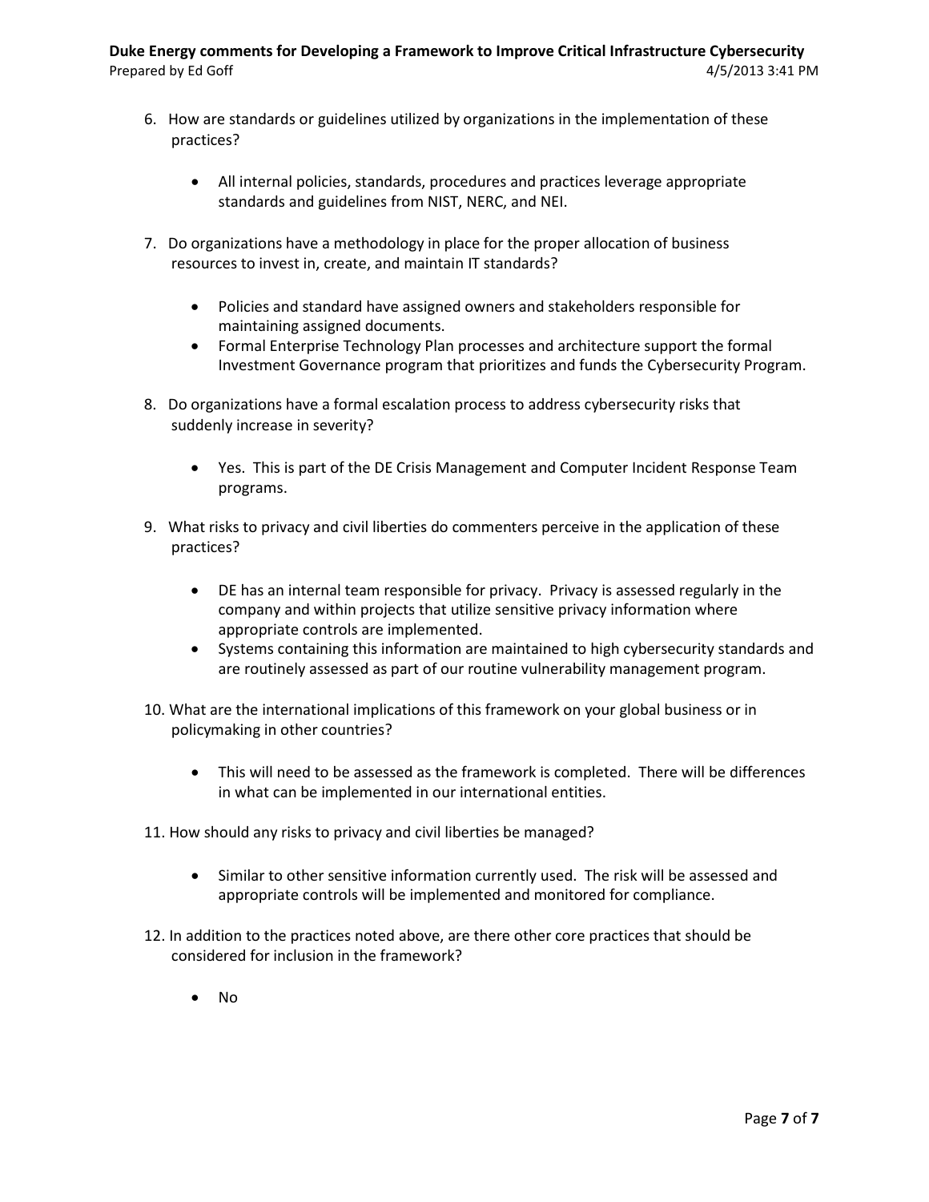6. How are standards or guidelines utilized by organizations in the implementation of these practices?

    - All internal policies, standards, procedures and practices leverage appropriate standards and guidelines from NIST, NERC, and NEI.

7. Do organizations have a methodology in place for the proper allocation of business resources to invest in, create, and maintain IT standards?

    - Policies and standard have assigned owners and stakeholders responsible for maintaining assigned documents.
    - Formal Enterprise Technology Plan processes and architecture support the formal Investment Governance program that prioritizes and funds the Cybersecurity Program.

8. Do organizations have a formal escalation process to address cybersecurity risks that suddenly increase in severity?

    - Yes. This is part of the DE Crisis Management and Computer Incident Response Team programs.

9. What risks to privacy and civil liberties do commenters perceive in the application of these practices?

    - DE has an internal team responsible for privacy. Privacy is assessed regularly in the company and within projects that utilize sensitive privacy information where appropriate controls are implemented.
    - Systems containing this information are maintained to high cybersecurity standards and are routinely assessed as part of our routine vulnerability management program.

10. What are the international implications of this framework on your global business or in policymaking in other countries?

    - This will need to be assessed as the framework is completed. There will be differences in what can be implemented in our international entities.

11. How should any risks to privacy and civil liberties be managed?

    - Similar to other sensitive information currently used. The risk will be assessed and appropriate controls will be implemented and monitored for compliance.

12. In addition to the practices noted above, are there other core practices that should be considered for inclusion in the framework?

    - No